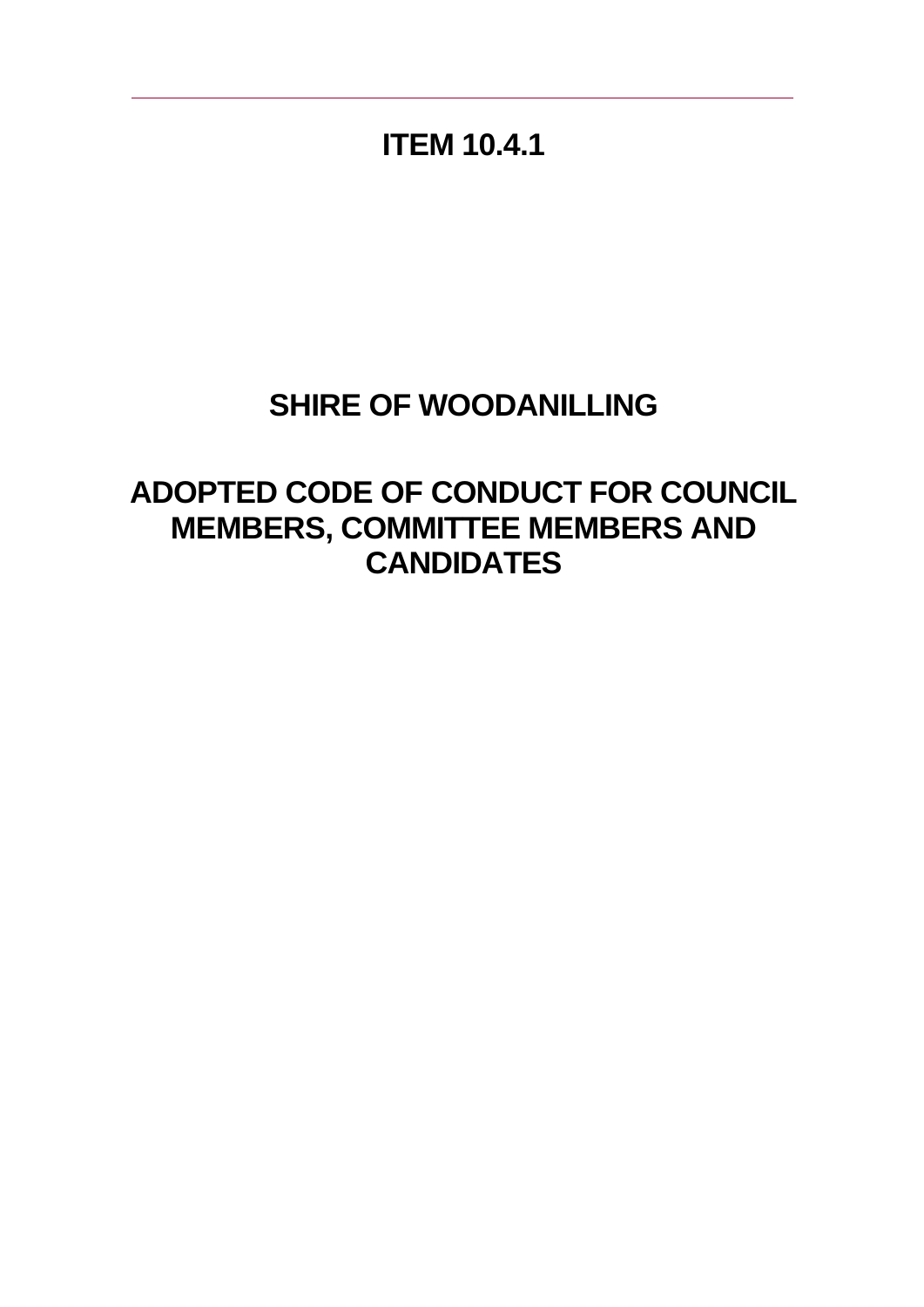# ITEM 10.4.1

# SHIRE OF WOODANILLING

# ADOPTED CODE OF CONDUCT FOR COUNCIL MEMBERS, COMMITTEE MEMBERS AND CANDIDATES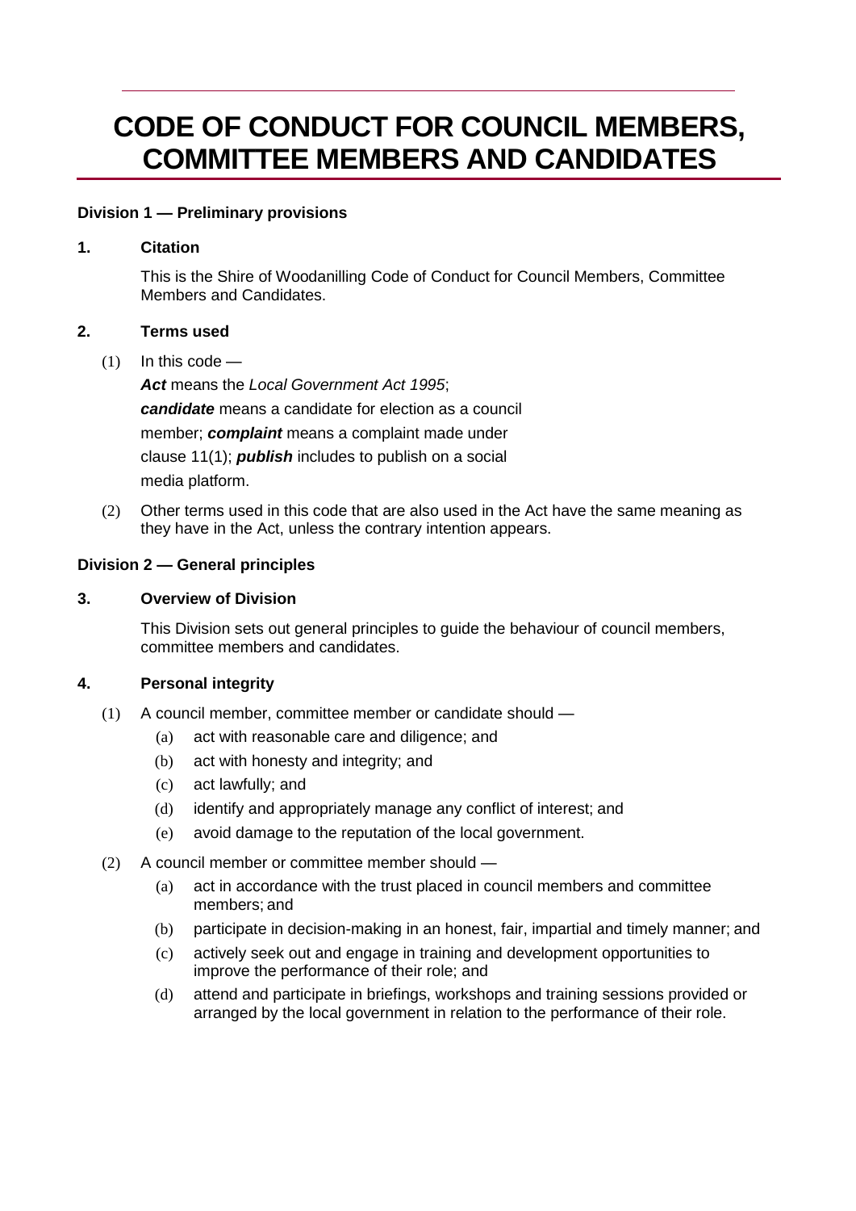# CODE OF CONDUCT FOR COUNCIL MEMBERS, COMMITTEE MEMBERS AND CANDIDATES

### Division 1 — Preliminary provisions

### 1. Citation

This is the Shire of Woodanilling Code of Conduct for Council Members, Committee Members and Candidates.

### 2. Terms used

(1) In this code —

***Act*** means the *Local Government Act 1995*;

***candidate*** means a candidate for election as a council member;

***complaint*** means a complaint made under clause 11(1);

***publish*** includes to publish on a social media platform.

(2) Other terms used in this code that are also used in the Act have the same meaning as they have in the Act, unless the contrary intention appears.

### Division 2 — General principles

### 3. Overview of Division

This Division sets out general principles to guide the behaviour of council members, committee members and candidates.

### 4. Personal integrity

(1) A council member, committee member or candidate should —

- (a) act with reasonable care and diligence; and
- (b) act with honesty and integrity; and
- (c) act lawfully; and
- (d) identify and appropriately manage any conflict of interest; and
- (e) avoid damage to the reputation of the local government.

(2) A council member or committee member should —

- (a) act in accordance with the trust placed in council members and committee members; and
- (b) participate in decision-making in an honest, fair, impartial and timely manner; and
- (c) actively seek out and engage in training and development opportunities to improve the performance of their role; and
- (d) attend and participate in briefings, workshops and training sessions provided or arranged by the local government in relation to the performance of their role.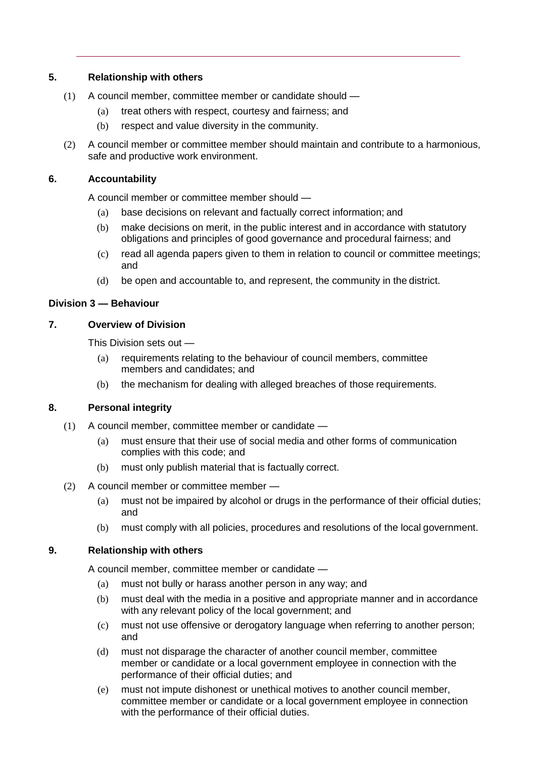### 5. Relationship with others

(1) A council member, committee member or candidate should —

- (a) treat others with respect, courtesy and fairness; and
- (b) respect and value diversity in the community.

(2) A council member or committee member should maintain and contribute to a harmonious, safe and productive work environment.

### 6. Accountability

A council member or committee member should —

- (a) base decisions on relevant and factually correct information; and
- (b) make decisions on merit, in the public interest and in accordance with statutory obligations and principles of good governance and procedural fairness; and
- (c) read all agenda papers given to them in relation to council or committee meetings; and
- (d) be open and accountable to, and represent, the community in the district.

## Division 3 — Behaviour

### 7. Overview of Division

This Division sets out —

- (a) requirements relating to the behaviour of council members, committee members and candidates; and
- (b) the mechanism for dealing with alleged breaches of those requirements.

### 8. Personal integrity

(1) A council member, committee member or candidate —

- (a) must ensure that their use of social media and other forms of communication complies with this code; and
- (b) must only publish material that is factually correct.

(2) A council member or committee member —

- (a) must not be impaired by alcohol or drugs in the performance of their official duties; and
- (b) must comply with all policies, procedures and resolutions of the local government.

### 9. Relationship with others

A council member, committee member or candidate —

- (a) must not bully or harass another person in any way; and
- (b) must deal with the media in a positive and appropriate manner and in accordance with any relevant policy of the local government; and
- (c) must not use offensive or derogatory language when referring to another person; and
- (d) must not disparage the character of another council member, committee member or candidate or a local government employee in connection with the performance of their official duties; and
- (e) must not impute dishonest or unethical motives to another council member, committee member or candidate or a local government employee in connection with the performance of their official duties.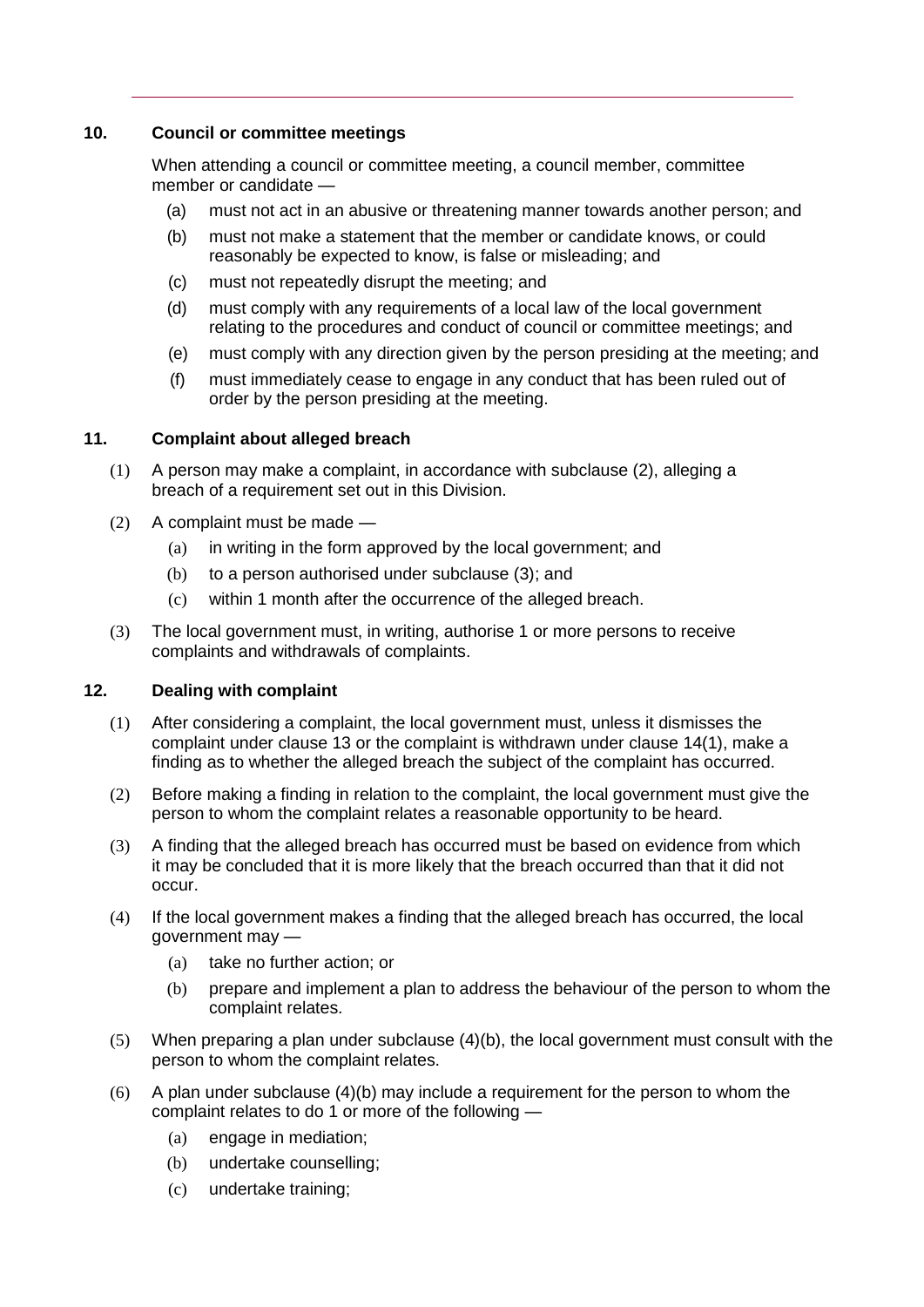### 10. Council or committee meetings

When attending a council or committee meeting, a council member, committee member or candidate —

- (a) must not act in an abusive or threatening manner towards another person; and
- (b) must not make a statement that the member or candidate knows, or could reasonably be expected to know, is false or misleading; and
- (c) must not repeatedly disrupt the meeting; and
- (d) must comply with any requirements of a local law of the local government relating to the procedures and conduct of council or committee meetings; and
- (e) must comply with any direction given by the person presiding at the meeting; and
- (f) must immediately cease to engage in any conduct that has been ruled out of order by the person presiding at the meeting.

### 11. Complaint about alleged breach

(1) A person may make a complaint, in accordance with subclause (2), alleging a breach of a requirement set out in this Division.

(2) A complaint must be made —

- (a) in writing in the form approved by the local government; and
- (b) to a person authorised under subclause (3); and
- (c) within 1 month after the occurrence of the alleged breach.

(3) The local government must, in writing, authorise 1 or more persons to receive complaints and withdrawals of complaints.

### 12. Dealing with complaint

(1) After considering a complaint, the local government must, unless it dismisses the complaint under clause 13 or the complaint is withdrawn under clause 14(1), make a finding as to whether the alleged breach the subject of the complaint has occurred.

(2) Before making a finding in relation to the complaint, the local government must give the person to whom the complaint relates a reasonable opportunity to be heard.

(3) A finding that the alleged breach has occurred must be based on evidence from which it may be concluded that it is more likely that the breach occurred than that it did not occur.

(4) If the local government makes a finding that the alleged breach has occurred, the local government may —

- (a) take no further action; or
- (b) prepare and implement a plan to address the behaviour of the person to whom the complaint relates.

(5) When preparing a plan under subclause (4)(b), the local government must consult with the person to whom the complaint relates.

(6) A plan under subclause (4)(b) may include a requirement for the person to whom the complaint relates to do 1 or more of the following —

- (a) engage in mediation;
- (b) undertake counselling;
- (c) undertake training;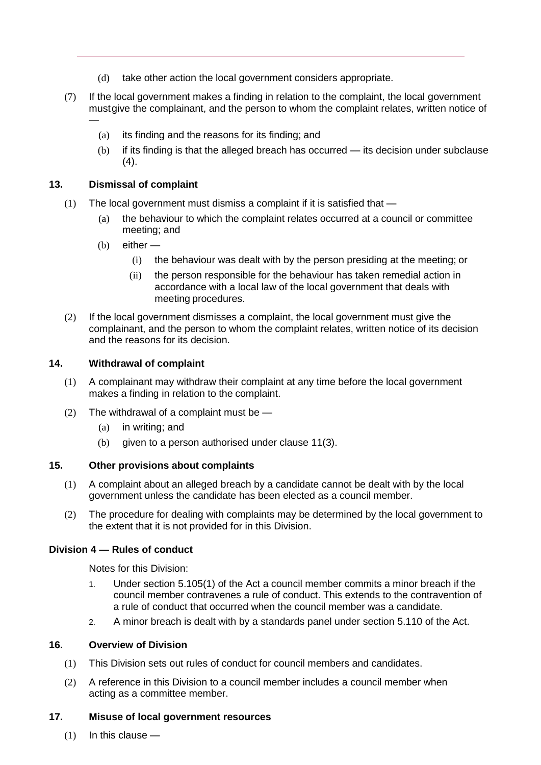(d) take other action the local government considers appropriate.

(7) If the local government makes a finding in relation to the complaint, the local government must give the complainant, and the person to whom the complaint relates, written notice of —

(a) its finding and the reasons for its finding; and

(b) if its finding is that the alleged breach has occurred — its decision under subclause (4).

### 13. Dismissal of complaint

(1) The local government must dismiss a complaint if it is satisfied that —

(a) the behaviour to which the complaint relates occurred at a council or committee meeting; and

(b) either —

(i) the behaviour was dealt with by the person presiding at the meeting; or

(ii) the person responsible for the behaviour has taken remedial action in accordance with a local law of the local government that deals with meeting procedures.

(2) If the local government dismisses a complaint, the local government must give the complainant, and the person to whom the complaint relates, written notice of its decision and the reasons for its decision.

### 14. Withdrawal of complaint

(1) A complainant may withdraw their complaint at any time before the local government makes a finding in relation to the complaint.

(2) The withdrawal of a complaint must be —

(a) in writing; and

(b) given to a person authorised under clause 11(3).

### 15. Other provisions about complaints

(1) A complaint about an alleged breach by a candidate cannot be dealt with by the local government unless the candidate has been elected as a council member.

(2) The procedure for dealing with complaints may be determined by the local government to the extent that it is not provided for in this Division.

## Division 4 — Rules of conduct

Notes for this Division:

1. Under section 5.105(1) of the Act a council member commits a minor breach if the council member contravenes a rule of conduct. This extends to the contravention of a rule of conduct that occurred when the council member was a candidate.
2. A minor breach is dealt with by a standards panel under section 5.110 of the Act.

### 16. Overview of Division

(1) This Division sets out rules of conduct for council members and candidates.

(2) A reference in this Division to a council member includes a council member when acting as a committee member.

### 17. Misuse of local government resources

(1) In this clause —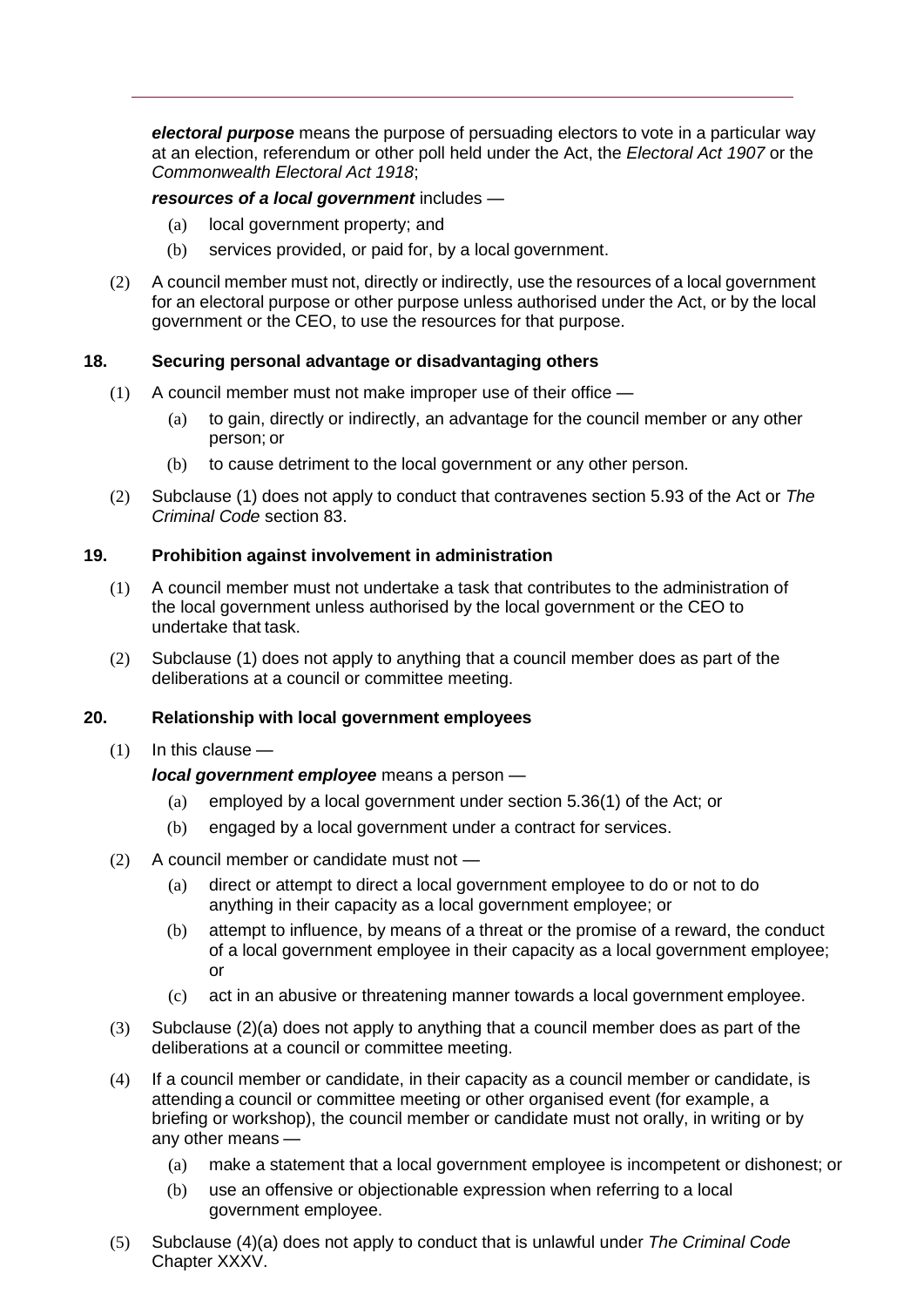***electoral purpose*** means the purpose of persuading electors to vote in a particular way at an election, referendum or other poll held under the Act, the *Electoral Act 1907* or the *Commonwealth Electoral Act 1918*;

***resources of a local government*** includes —

(a) local government property; and

(b) services provided, or paid for, by a local government.

(2) A council member must not, directly or indirectly, use the resources of a local government for an electoral purpose or other purpose unless authorised under the Act, or by the local government or the CEO, to use the resources for that purpose.

### 18. Securing personal advantage or disadvantaging others

(1) A council member must not make improper use of their office —

(a) to gain, directly or indirectly, an advantage for the council member or any other person; or

(b) to cause detriment to the local government or any other person.

(2) Subclause (1) does not apply to conduct that contravenes section 5.93 of the Act or *The Criminal Code* section 83.

### 19. Prohibition against involvement in administration

(1) A council member must not undertake a task that contributes to the administration of the local government unless authorised by the local government or the CEO to undertake that task.

(2) Subclause (1) does not apply to anything that a council member does as part of the deliberations at a council or committee meeting.

### 20. Relationship with local government employees

(1) In this clause —

***local government employee*** means a person —

(a) employed by a local government under section 5.36(1) of the Act; or

(b) engaged by a local government under a contract for services.

(2) A council member or candidate must not —

(a) direct or attempt to direct a local government employee to do or not to do anything in their capacity as a local government employee; or

(b) attempt to influence, by means of a threat or the promise of a reward, the conduct of a local government employee in their capacity as a local government employee; or

(c) act in an abusive or threatening manner towards a local government employee.

(3) Subclause (2)(a) does not apply to anything that a council member does as part of the deliberations at a council or committee meeting.

(4) If a council member or candidate, in their capacity as a council member or candidate, is attending a council or committee meeting or other organised event (for example, a briefing or workshop), the council member or candidate must not orally, in writing or by any other means —

(a) make a statement that a local government employee is incompetent or dishonest; or

(b) use an offensive or objectionable expression when referring to a local government employee.

(5) Subclause (4)(a) does not apply to conduct that is unlawful under *The Criminal Code* Chapter XXXV.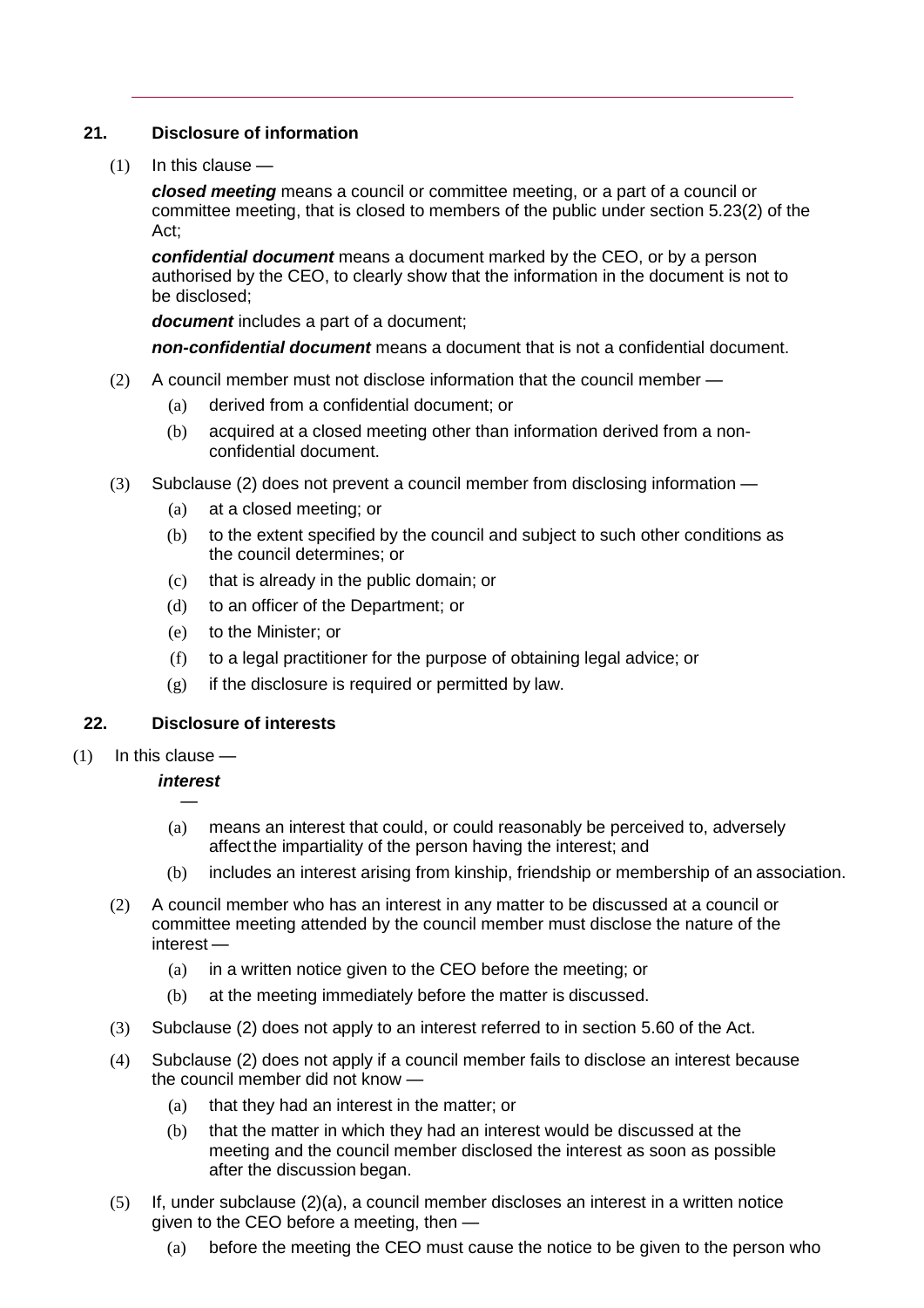## 21. Disclosure of information

(1) In this clause —

***closed meeting*** means a council or committee meeting, or a part of a council or committee meeting, that is closed to members of the public under section 5.23(2) of the Act;

***confidential document*** means a document marked by the CEO, or by a person authorised by the CEO, to clearly show that the information in the document is not to be disclosed;

***document*** includes a part of a document;

***non-confidential document*** means a document that is not a confidential document.

(2) A council member must not disclose information that the council member —

- (a) derived from a confidential document; or
- (b) acquired at a closed meeting other than information derived from a non-confidential document.

(3) Subclause (2) does not prevent a council member from disclosing information —

- (a) at a closed meeting; or
- (b) to the extent specified by the council and subject to such other conditions as the council determines; or
- (c) that is already in the public domain; or
- (d) to an officer of the Department; or
- (e) to the Minister; or
- (f) to a legal practitioner for the purpose of obtaining legal advice; or
- (g) if the disclosure is required or permitted by law.

## 22. Disclosure of interests

(1) In this clause —

***interest*** —

- (a) means an interest that could, or could reasonably be perceived to, adversely affect the impartiality of the person having the interest; and
- (b) includes an interest arising from kinship, friendship or membership of an association.

(2) A council member who has an interest in any matter to be discussed at a council or committee meeting attended by the council member must disclose the nature of the interest —

- (a) in a written notice given to the CEO before the meeting; or
- (b) at the meeting immediately before the matter is discussed.

(3) Subclause (2) does not apply to an interest referred to in section 5.60 of the Act.

(4) Subclause (2) does not apply if a council member fails to disclose an interest because the council member did not know —

- (a) that they had an interest in the matter; or
- (b) that the matter in which they had an interest would be discussed at the meeting and the council member disclosed the interest as soon as possible after the discussion began.

(5) If, under subclause (2)(a), a council member discloses an interest in a written notice given to the CEO before a meeting, then —

- (a) before the meeting the CEO must cause the notice to be given to the person who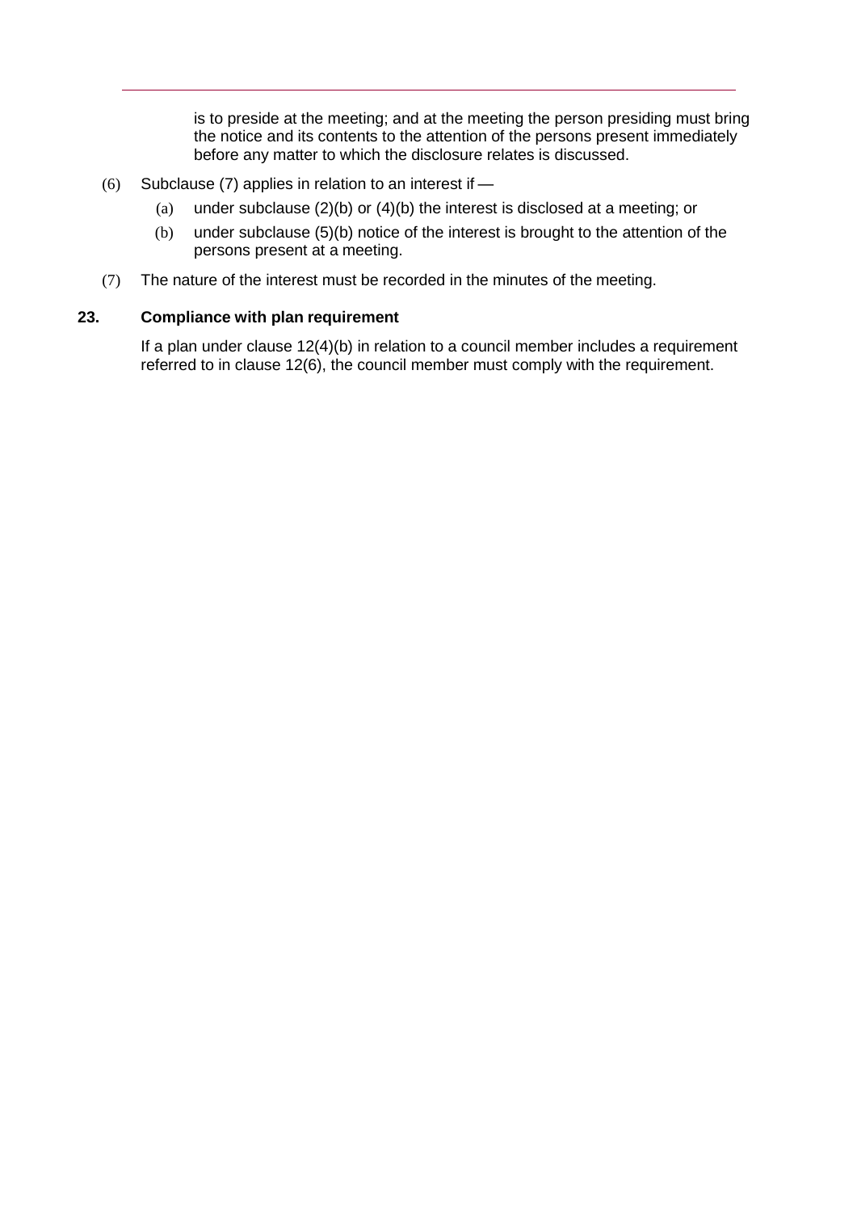is to preside at the meeting; and at the meeting the person presiding must bring the notice and its contents to the attention of the persons present immediately before any matter to which the disclosure relates is discussed.

(6) Subclause (7) applies in relation to an interest if —

(a) under subclause (2)(b) or (4)(b) the interest is disclosed at a meeting; or

(b) under subclause (5)(b) notice of the interest is brought to the attention of the persons present at a meeting.

(7) The nature of the interest must be recorded in the minutes of the meeting.

### 23. Compliance with plan requirement

If a plan under clause 12(4)(b) in relation to a council member includes a requirement referred to in clause 12(6), the council member must comply with the requirement.